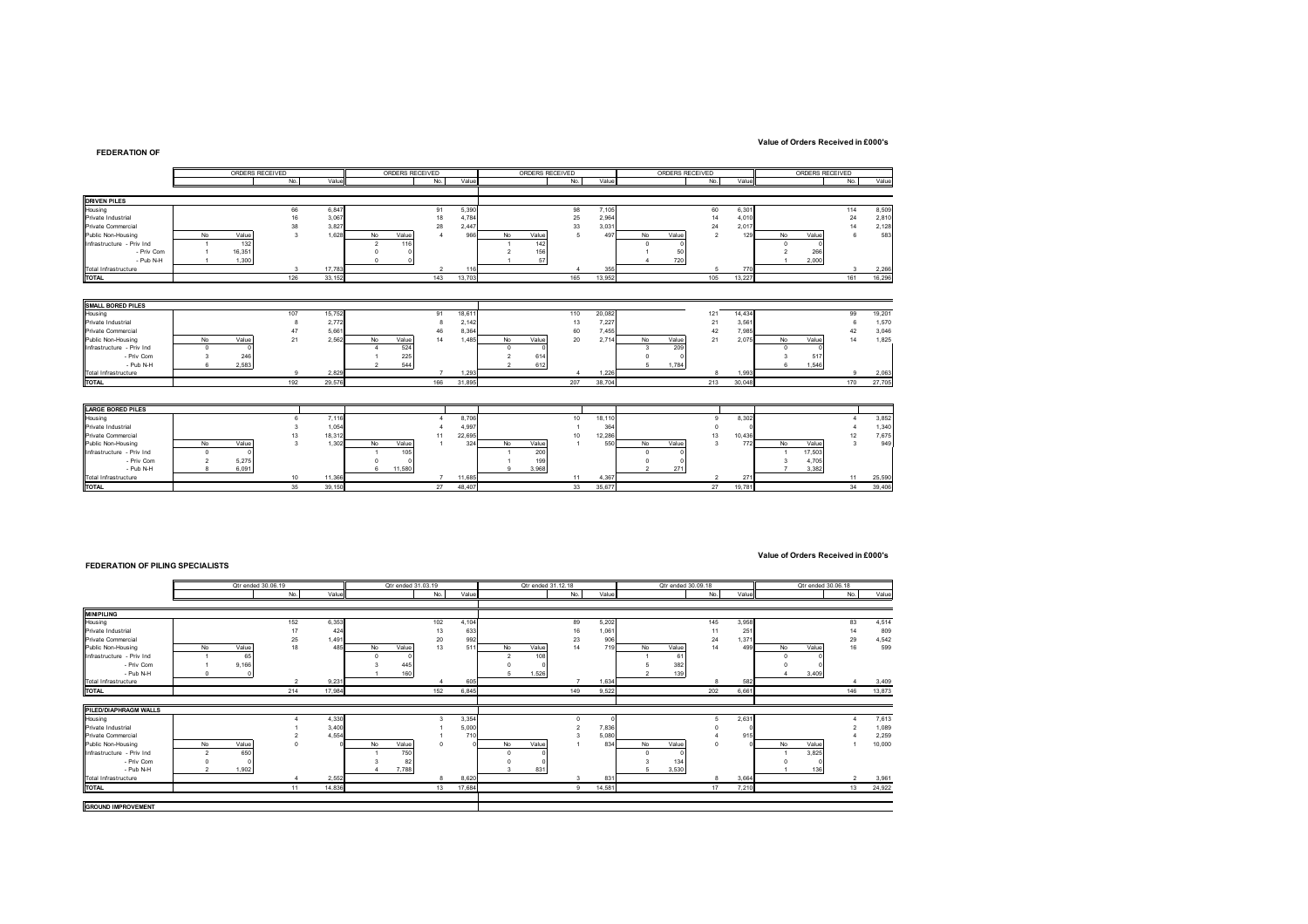**Value of Orders Received in £000's**

## FEDERATION OF

| | ORDERS RECEIVED | | | | ORDERS RECEIVED | | | | ORDERS RECEIVED | | | | ORDERS RECEIVED | | | | ORDERS RECEIVED | | | |
|---|---|---|---|---|---|---|---|---|---|---|---|---|---|---|---|---|---|---|---|---|
| | | | No. | Value | | | No. | Value | | | No. | Value | | | No. | Value | | | No. | Value |
| **DRIVEN PILES** | | | | | | | | | | | | | | | | | | | | |
| Housing | | | 66 | 6,847 | | | 91 | 5,390 | | | 98 | 7,105 | | | 60 | 6,301 | | | 114 | 8,509 |
| Private Industrial | | | 16 | 3,067 | | | 18 | 4,784 | | | 25 | 2,964 | | | 14 | 4,010 | | | 24 | 2,810 |
| Private Commercial | | | 38 | 3,827 | | | 28 | 2,447 | | | 33 | 3,031 | | | 24 | 2,017 | | | 14 | 2,128 |
| Public Non-Housing | No | Value | 3 | 1,628 | No | Value | 4 | 966 | No | Value | 5 | 497 | No | Value | 2 | 129 | No | Value | 6 | 583 |
| Infrastructure - Priv Ind | 1 | 132 | | | 2 | 116 | | | 1 | 142 | | | 0 | 0 | | | 0 | 0 | | |
| - Priv Com | 1 | 16,351 | | | 0 | 0 | | | 2 | 156 | | | 1 | 50 | | | 2 | 266 | | |
| - Pub N-H | 1 | 1,300 | | | 0 | 0 | | | 1 | 57 | | | 4 | 720 | | | 1 | 2,000 | | |
| Total Infrastructure | | | 3 | 17,783 | | | 2 | 116 | | | 4 | 355 | | | 5 | 770 | | | 3 | 2,266 |
| **TOTAL** | | | 126 | 33,152 | | | 143 | 13,703 | | | 165 | 13,952 | | | 105 | 13,227 | | | 161 | 16,296 |
| **SMALL BORED PILES** | | | | | | | | | | | | | | | | | | | | |
| Housing | | | 107 | 15,752 | | | 91 | 18,611 | | | 110 | 20,082 | | | 121 | 14,434 | | | 99 | 19,201 |
| Private Industrial | | | 8 | 2,772 | | | 8 | 2,142 | | | 13 | 7,227 | | | 21 | 3,561 | | | 6 | 1,570 |
| Private Commercial | | | 47 | 5,661 | | | 46 | 8,364 | | | 60 | 7,455 | | | 42 | 7,985 | | | 42 | 3,046 |
| Public Non-Housing | No | Value | 21 | 2,562 | No | Value | 14 | 1,485 | No | Value | 20 | 2,714 | No | Value | 21 | 2,075 | No | Value | 14 | 1,825 |
| Infrastructure - Priv Ind | 0 | 0 | | | 4 | 524 | | | 0 | 0 | | | 3 | 209 | | | 0 | 0 | | |
| - Priv Com | 3 | 246 | | | 1 | 225 | | | 2 | 614 | | | 0 | 0 | | | 3 | 517 | | |
| - Pub N-H | 6 | 2,583 | | | 2 | 544 | | | 2 | 612 | | | 5 | 1,784 | | | 6 | 1,546 | | |
| Total Infrastructure | | | 9 | 2,829 | | | 7 | 1,293 | | | 4 | 1,226 | | | 8 | 1,993 | | | 9 | 2,063 |
| **TOTAL** | | | 192 | 29,576 | | | 166 | 31,895 | | | 207 | 38,704 | | | 213 | 30,048 | | | 170 | 27,705 |
| **LARGE BORED PILES** | | | | | | | | | | | | | | | | | | | | |
| Housing | | | 6 | 7,116 | | | 4 | 8,706 | | | 10 | 18,110 | | | 9 | 8,302 | | | 4 | 3,852 |
| Private Industrial | | | 3 | 1,054 | | | 4 | 4,997 | | | 1 | 364 | | | 0 | 0 | | | 4 | 1,340 |
| Private Commercial | | | 13 | 18,312 | | | 11 | 22,695 | | | 10 | 12,286 | | | 13 | 10,436 | | | 12 | 7,675 |
| Public Non-Housing | No | Value | 3 | 1,302 | No | Value | 1 | 324 | No | Value | 1 | 550 | No | Value | 3 | 772 | No | Value | 3 | 949 |
| Infrastructure - Priv Ind | 0 | 0 | | | 1 | 105 | | | 1 | 200 | | | 0 | 0 | | | 1 | 17,503 | | |
| - Priv Com | 2 | 5,275 | | | 0 | 0 | | | 1 | 199 | | | 0 | 0 | | | 3 | 4,705 | | |
| - Pub N-H | 8 | 6,091 | | | 6 | 11,580 | | | 9 | 3,968 | | | 2 | 271 | | | 7 | 3,382 | | |
| Total Infrastructure | | | 10 | 11,366 | | | 7 | 11,685 | | | 11 | 4,367 | | | 2 | 271 | | | 11 | 25,590 |
| **TOTAL** | | | 35 | 39,150 | | | 27 | 48,407 | | | 33 | 35,677 | | | 27 | 19,781 | | | 34 | 39,406 |

**Value of Orders Received in £000's**

## FEDERATION OF PILING SPECIALISTS

| | Qtr ended 30.06.19 | | | | Qtr ended 31.03.19 | | | | Qtr ended 31.12.18 | | | | Qtr ended 30.09.18 | | | | Qtr ended 30.06.18 | | | |
|---|---|---|---|---|---|---|---|---|---|---|---|---|---|---|---|---|---|---|---|---|
| | | | No. | Value | | | No. | Value | | | No. | Value | | | No. | Value | | | No. | Value |
| **MINIPILING** | | | | | | | | | | | | | | | | | | | | |
| Housing | | | 152 | 6,353 | | | 102 | 4,104 | | | 89 | 5,202 | | | 145 | 3,958 | | | 83 | 4,514 |
| Private Industrial | | | 17 | 424 | | | 13 | 633 | | | 16 | 1,061 | | | 11 | 251 | | | 14 | 809 |
| Private Commercial | | | 25 | 1,491 | | | 20 | 992 | | | 23 | 906 | | | 24 | 1,371 | | | 29 | 4,542 |
| Public Non-Housing | No | Value | 18 | 485 | No | Value | 13 | 511 | No | Value | 14 | 719 | No | Value | 14 | 499 | No | Value | 16 | 599 |
| Infrastructure - Priv Ind | 1 | 65 | | | 0 | 0 | | | 2 | 108 | | | 1 | 61 | | | 0 | 0 | | |
| - Priv Com | 1 | 9,166 | | | 3 | 445 | | | 0 | 0 | | | 5 | 382 | | | 0 | 0 | | |
| - Pub N-H | 0 | 0 | | | 1 | 160 | | | 5 | 1,526 | | | 2 | 139 | | | 4 | 3,409 | | |
| Total Infrastructure | | | 2 | 9,231 | | | 4 | 605 | | | 7 | 1,634 | | | 8 | 582 | | | 4 | 3,409 |
| **TOTAL** | | | 214 | 17,984 | | | 152 | 6,845 | | | 149 | 9,522 | | | 202 | 6,661 | | | 146 | 13,873 |
| **PILED/DIAPHRAGM WALLS** | | | | | | | | | | | | | | | | | | | | |
| Housing | | | 4 | 4,330 | | | 3 | 3,354 | | | 0 | 0 | | | 5 | 2,631 | | | 4 | 7,613 |
| Private Industrial | | | 1 | 3,400 | | | 1 | 5,000 | | | 2 | 7,836 | | | 0 | 0 | | | 2 | 1,089 |
| Private Commercial | | | 2 | 4,554 | | | 1 | 710 | | | 3 | 5,080 | | | 4 | 915 | | | 4 | 2,259 |
| Public Non-Housing | No | Value | 0 | 0 | No | Value | 0 | 0 | No | Value | 1 | 834 | No | Value | 0 | 0 | No | Value | 1 | 10,000 |
| Infrastructure - Priv Ind | 2 | 650 | | | 1 | 750 | | | 0 | 0 | | | 0 | 0 | | | 1 | 3,825 | | |
| - Priv Com | 0 | 0 | | | 3 | 82 | | | 0 | 0 | | | 3 | 134 | | | 0 | 0 | | |
| - Pub N-H | 2 | 1,902 | | | 4 | 7,788 | | | 3 | 831 | | | 5 | 3,530 | | | 1 | 136 | | |
| Total Infrastructure | | | 4 | 2,552 | | | 8 | 8,620 | | | 3 | 831 | | | 8 | 3,664 | | | 2 | 3,961 |
| **TOTAL** | | | 11 | 14,836 | | | 13 | 17,684 | | | 9 | 14,581 | | | 17 | 7,210 | | | 13 | 24,922 |
| **GROUND IMPROVEMENT** | | | | | | | | | | | | | | | | | | | | |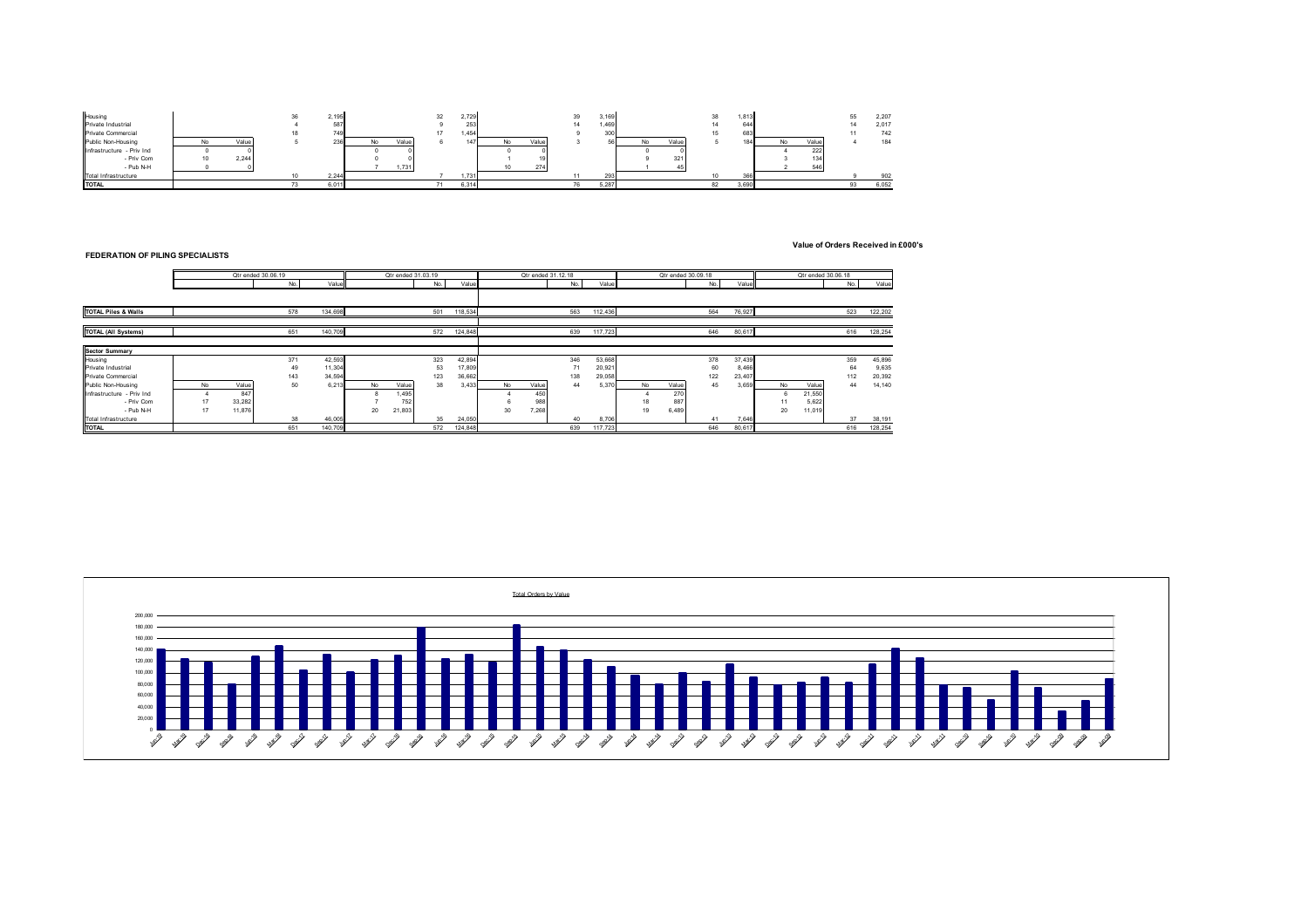| | | | | | | | | | | | | | | | | | | | | | | | | |
|---|---|---|---|---|---|---|---|---|---|---|---|---|---|---|---|---|---|---|---|---|---|---|---|---|
| Housing | | | 36 | 2,195 | | | 32 | 2,729 | | | 39 | 3,169 | | | 38 | 1,813 | | | 55 | 2,207 |
| Private Industrial | | | 4 | 587 | | | 9 | 253 | | | 14 | 1,469 | | | 14 | 644 | | | 14 | 2,017 |
| Private Commercial | | | 18 | 749 | | | 17 | 1,454 | | | 9 | 300 | | | 15 | 683 | | | 11 | 742 |
| Public Non-Housing | No | Value | 5 | 236 | No | Value | 6 | 147 | No | Value | 3 | 56 | No | Value | 5 | 184 | No | Value | 4 | 184 |
| Infrastructure - Priv Ind | 0 | 0 | | | 0 | 0 | | | 0 | 0 | | | 0 | 0 | | | 4 | 222 | | |
| - Priv Com | 10 | 2,244 | | | 0 | 0 | | | 1 | 19 | | | 9 | 321 | | | 3 | 134 | | |
| - Pub N-H | 0 | 0 | | | 7 | 1,731 | | | 10 | 274 | | | 1 | 45 | | | 2 | 546 | | |
| Total Infrastructure | | | 10 | 2,244 | | | 7 | 1,731 | | | 11 | 293 | | | 10 | 366 | | | 9 | 902 |
| **TOTAL** | | | 73 | 6,011 | | | 71 | 6,314 | | | 76 | 5,287 | | | 82 | 3,690 | | | 93 | 6,052 |

**FEDERATION OF PILING SPECIALISTS**

**Value of Orders Received in £000's**

| | Qtr ended 30.06.19 | | | | Qtr ended 31.03.19 | | | | Qtr ended 31.12.18 | | | | Qtr ended 30.09.18 | | | | Qtr ended 30.06.18 | | | |
|---|---|---|---|---|---|---|---|---|---|---|---|---|---|---|---|---|---|---|---|---|
| | | | No. | Value | | | No. | Value | | | No. | Value | | | No. | Value | | | No. | Value |
| **TOTAL Piles & Walls** | | | 578 | 134,698 | | | 501 | 118,534 | | | 563 | 112,436 | | | 564 | 76,927 | | | 523 | 122,202 |
| **TOTAL (All Systems)** | | | 651 | 140,709 | | | 572 | 124,848 | | | 639 | 117,723 | | | 646 | 80,617 | | | 616 | 128,254 |
| **Sector Summary** | | | | | | | | | | | | | | | | | | | | |
| Housing | | | 371 | 42,593 | | | 323 | 42,894 | | | 346 | 53,668 | | | 378 | 37,439 | | | 359 | 45,896 |
| Private Industrial | | | 49 | 11,304 | | | 53 | 17,809 | | | 71 | 20,921 | | | 60 | 8,466 | | | 64 | 9,635 |
| Private Commercial | | | 143 | 34,594 | | | 123 | 36,662 | | | 138 | 29,058 | | | 122 | 23,407 | | | 112 | 20,392 |
| Public Non-Housing | No | Value | 50 | 6,213 | No | Value | 38 | 3,433 | No | Value | 44 | 5,370 | No | Value | 45 | 3,659 | No | Value | 44 | 14,140 |
| Infrastructure - Priv Ind | 4 | 847 | | | 8 | 1,495 | | | 4 | 450 | | | 4 | 270 | | | 6 | 21,550 | | |
| - Priv Com | 17 | 33,282 | | | 7 | 752 | | | 6 | 988 | | | 18 | 887 | | | 11 | 5,622 | | |
| - Pub N-H | 17 | 11,876 | | | 20 | 21,803 | | | 30 | 7,268 | | | 19 | 6,489 | | | 20 | 11,019 | | |
| Total Infrastructure | | | 38 | 46,005 | | | 35 | 24,050 | | | 40 | 8,706 | | | 41 | 7,646 | | | 37 | 38,191 |
| **TOTAL** | | | 651 | 140,709 | | | 572 | 124,848 | | | 639 | 117,723 | | | 646 | 80,617 | | | 616 | 128,254 |

Total Orders by Value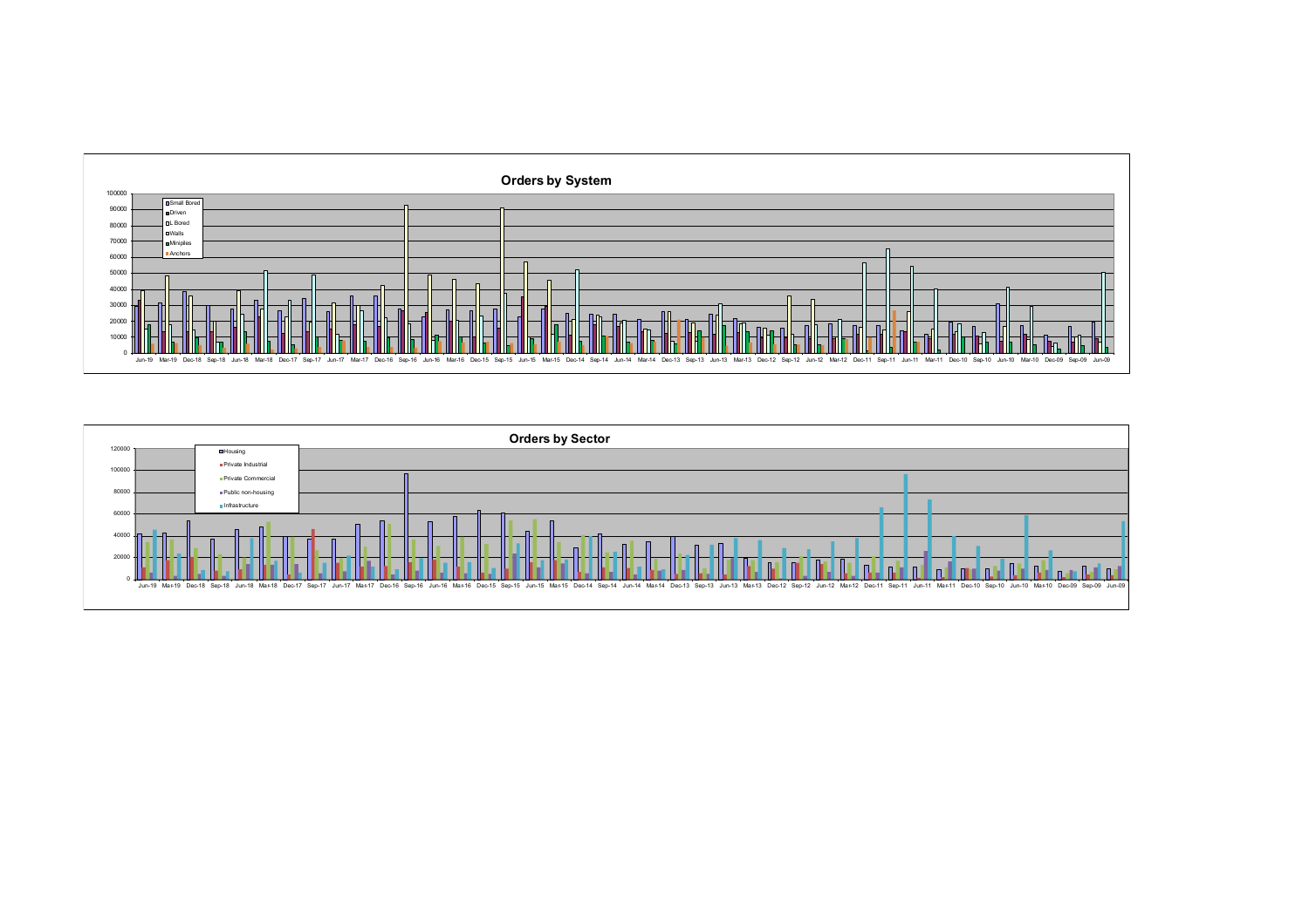**Orders by System**

Small Bored
Driven
L Bored
Walls
Minipiles
Anchors

100000
90000
80000
70000
60000
50000
40000
30000
20000
10000
0

Jun-19 Mar-19 Dec-18 Sep-18 Jun-18 Mar-18 Dec-17 Sep-17 Jun-17 Mar-17 Dec-16 Sep-16 Jun-16 Mar-16 Dec-15 Sep-15 Jun-15 Mar-15 Dec-14 Sep-14 Jun-14 Mar-14 Dec-13 Sep-13 Jun-13 Mar-13 Dec-12 Sep-12 Jun-12 Mar-12 Dec-11 Sep-11 Jun-11 Mar-11 Dec-10 Sep-10 Jun-10 Mar-10 Dec-09 Sep-09 Jun-09

**Orders by Sector**

Housing
Private Industrial
Private Commercial
Public non-housing
Infrastructure

120000
100000
80000
60000
40000
20000
0

Jun-19 Mar-19 Dec-18 Sep-18 Jun-18 Mar-18 Dec-17 Sep-17 Jun-17 Mar-17 Dec-16 Sep-16 Jun-16 Mar-16 Dec-15 Sep-15 Jun-15 Mar-15 Dec-14 Sep-14 Jun-14 Mar-14 Dec-13 Sep-13 Jun-13 Mar-13 Dec-12 Sep-12 Jun-12 Mar-12 Dec-11 Sep-11 Jun-11 Mar-11 Dec-10 Sep-10 Jun-10 Mar-10 Dec-09 Sep-09 Jun-09